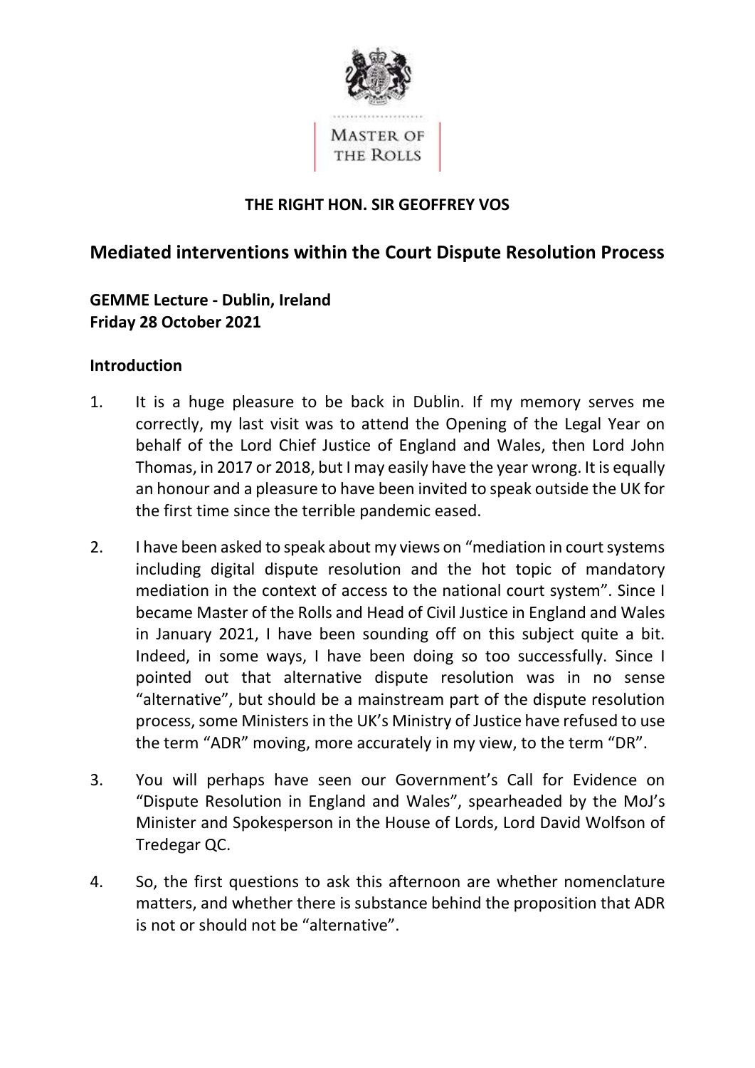MASTER OF THE ROLLS

**THE RIGHT HON. SIR GEOFFREY VOS**

## Mediated interventions within the Court Dispute Resolution Process

**GEMME Lecture - Dublin, Ireland**
**Friday 28 October 2021**

### Introduction

1. It is a huge pleasure to be back in Dublin. If my memory serves me correctly, my last visit was to attend the Opening of the Legal Year on behalf of the Lord Chief Justice of England and Wales, then Lord John Thomas, in 2017 or 2018, but I may easily have the year wrong. It is equally an honour and a pleasure to have been invited to speak outside the UK for the first time since the terrible pandemic eased.

2. I have been asked to speak about my views on "mediation in court systems including digital dispute resolution and the hot topic of mandatory mediation in the context of access to the national court system". Since I became Master of the Rolls and Head of Civil Justice in England and Wales in January 2021, I have been sounding off on this subject quite a bit. Indeed, in some ways, I have been doing so too successfully. Since I pointed out that alternative dispute resolution was in no sense "alternative", but should be a mainstream part of the dispute resolution process, some Ministers in the UK's Ministry of Justice have refused to use the term "ADR" moving, more accurately in my view, to the term "DR".

3. You will perhaps have seen our Government's Call for Evidence on "Dispute Resolution in England and Wales", spearheaded by the MoJ's Minister and Spokesperson in the House of Lords, Lord David Wolfson of Tredegar QC.

4. So, the first questions to ask this afternoon are whether nomenclature matters, and whether there is substance behind the proposition that ADR is not or should not be "alternative".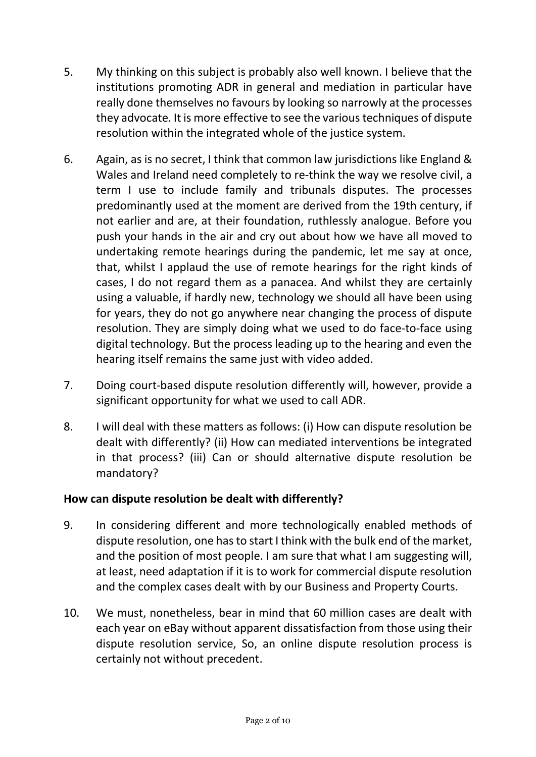5. My thinking on this subject is probably also well known. I believe that the institutions promoting ADR in general and mediation in particular have really done themselves no favours by looking so narrowly at the processes they advocate. It is more effective to see the various techniques of dispute resolution within the integrated whole of the justice system.

6. Again, as is no secret, I think that common law jurisdictions like England & Wales and Ireland need completely to re-think the way we resolve civil, a term I use to include family and tribunals disputes. The processes predominantly used at the moment are derived from the 19th century, if not earlier and are, at their foundation, ruthlessly analogue. Before you push your hands in the air and cry out about how we have all moved to undertaking remote hearings during the pandemic, let me say at once, that, whilst I applaud the use of remote hearings for the right kinds of cases, I do not regard them as a panacea. And whilst they are certainly using a valuable, if hardly new, technology we should all have been using for years, they do not go anywhere near changing the process of dispute resolution. They are simply doing what we used to do face-to-face using digital technology. But the process leading up to the hearing and even the hearing itself remains the same just with video added.

7. Doing court-based dispute resolution differently will, however, provide a significant opportunity for what we used to call ADR.

8. I will deal with these matters as follows: (i) How can dispute resolution be dealt with differently? (ii) How can mediated interventions be integrated in that process? (iii) Can or should alternative dispute resolution be mandatory?

**How can dispute resolution be dealt with differently?**

9. In considering different and more technologically enabled methods of dispute resolution, one has to start I think with the bulk end of the market, and the position of most people. I am sure that what I am suggesting will, at least, need adaptation if it is to work for commercial dispute resolution and the complex cases dealt with by our Business and Property Courts.

10. We must, nonetheless, bear in mind that 60 million cases are dealt with each year on eBay without apparent dissatisfaction from those using their dispute resolution service, So, an online dispute resolution process is certainly not without precedent.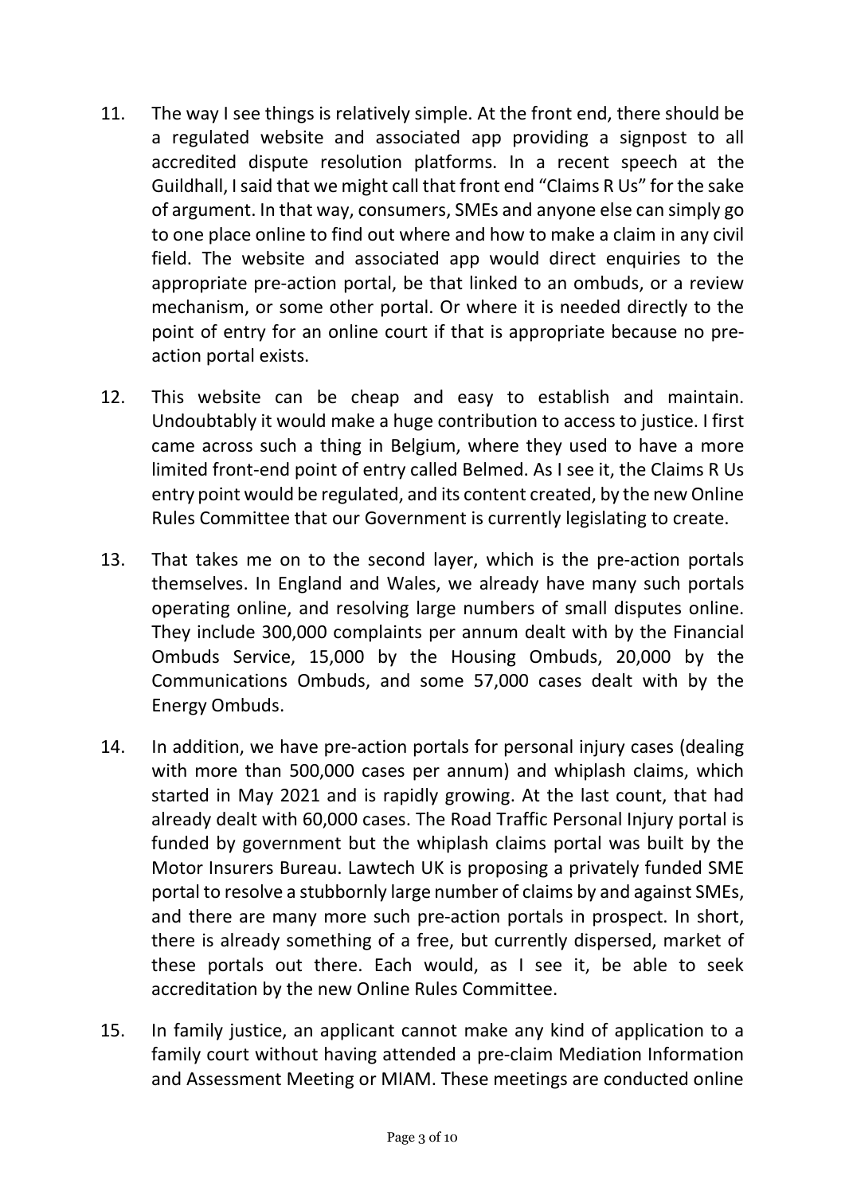11. The way I see things is relatively simple. At the front end, there should be a regulated website and associated app providing a signpost to all accredited dispute resolution platforms. In a recent speech at the Guildhall, I said that we might call that front end "Claims R Us" for the sake of argument. In that way, consumers, SMEs and anyone else can simply go to one place online to find out where and how to make a claim in any civil field. The website and associated app would direct enquiries to the appropriate pre-action portal, be that linked to an ombuds, or a review mechanism, or some other portal. Or where it is needed directly to the point of entry for an online court if that is appropriate because no pre-action portal exists.

12. This website can be cheap and easy to establish and maintain. Undoubtably it would make a huge contribution to access to justice. I first came across such a thing in Belgium, where they used to have a more limited front-end point of entry called Belmed. As I see it, the Claims R Us entry point would be regulated, and its content created, by the new Online Rules Committee that our Government is currently legislating to create.

13. That takes me on to the second layer, which is the pre-action portals themselves. In England and Wales, we already have many such portals operating online, and resolving large numbers of small disputes online. They include 300,000 complaints per annum dealt with by the Financial Ombuds Service, 15,000 by the Housing Ombuds, 20,000 by the Communications Ombuds, and some 57,000 cases dealt with by the Energy Ombuds.

14. In addition, we have pre-action portals for personal injury cases (dealing with more than 500,000 cases per annum) and whiplash claims, which started in May 2021 and is rapidly growing. At the last count, that had already dealt with 60,000 cases. The Road Traffic Personal Injury portal is funded by government but the whiplash claims portal was built by the Motor Insurers Bureau. Lawtech UK is proposing a privately funded SME portal to resolve a stubbornly large number of claims by and against SMEs, and there are many more such pre-action portals in prospect. In short, there is already something of a free, but currently dispersed, market of these portals out there. Each would, as I see it, be able to seek accreditation by the new Online Rules Committee.

15. In family justice, an applicant cannot make any kind of application to a family court without having attended a pre-claim Mediation Information and Assessment Meeting or MIAM. These meetings are conducted online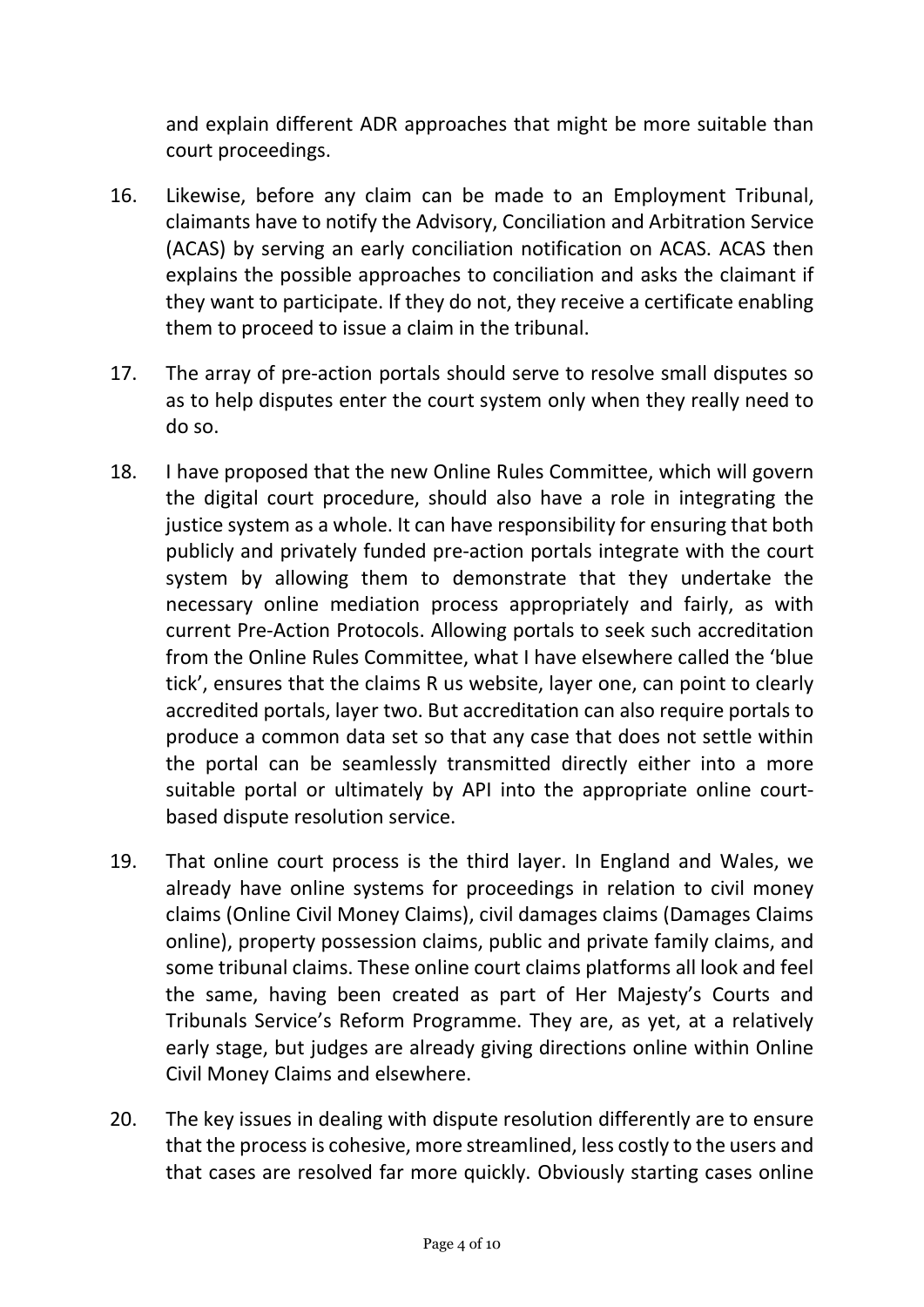and explain different ADR approaches that might be more suitable than court proceedings.

16. Likewise, before any claim can be made to an Employment Tribunal, claimants have to notify the Advisory, Conciliation and Arbitration Service (ACAS) by serving an early conciliation notification on ACAS. ACAS then explains the possible approaches to conciliation and asks the claimant if they want to participate. If they do not, they receive a certificate enabling them to proceed to issue a claim in the tribunal.

17. The array of pre-action portals should serve to resolve small disputes so as to help disputes enter the court system only when they really need to do so.

18. I have proposed that the new Online Rules Committee, which will govern the digital court procedure, should also have a role in integrating the justice system as a whole. It can have responsibility for ensuring that both publicly and privately funded pre-action portals integrate with the court system by allowing them to demonstrate that they undertake the necessary online mediation process appropriately and fairly, as with current Pre-Action Protocols. Allowing portals to seek such accreditation from the Online Rules Committee, what I have elsewhere called the 'blue tick', ensures that the claims R us website, layer one, can point to clearly accredited portals, layer two. But accreditation can also require portals to produce a common data set so that any case that does not settle within the portal can be seamlessly transmitted directly either into a more suitable portal or ultimately by API into the appropriate online court-based dispute resolution service.

19. That online court process is the third layer. In England and Wales, we already have online systems for proceedings in relation to civil money claims (Online Civil Money Claims), civil damages claims (Damages Claims online), property possession claims, public and private family claims, and some tribunal claims. These online court claims platforms all look and feel the same, having been created as part of Her Majesty's Courts and Tribunals Service's Reform Programme. They are, as yet, at a relatively early stage, but judges are already giving directions online within Online Civil Money Claims and elsewhere.

20. The key issues in dealing with dispute resolution differently are to ensure that the process is cohesive, more streamlined, less costly to the users and that cases are resolved far more quickly. Obviously starting cases online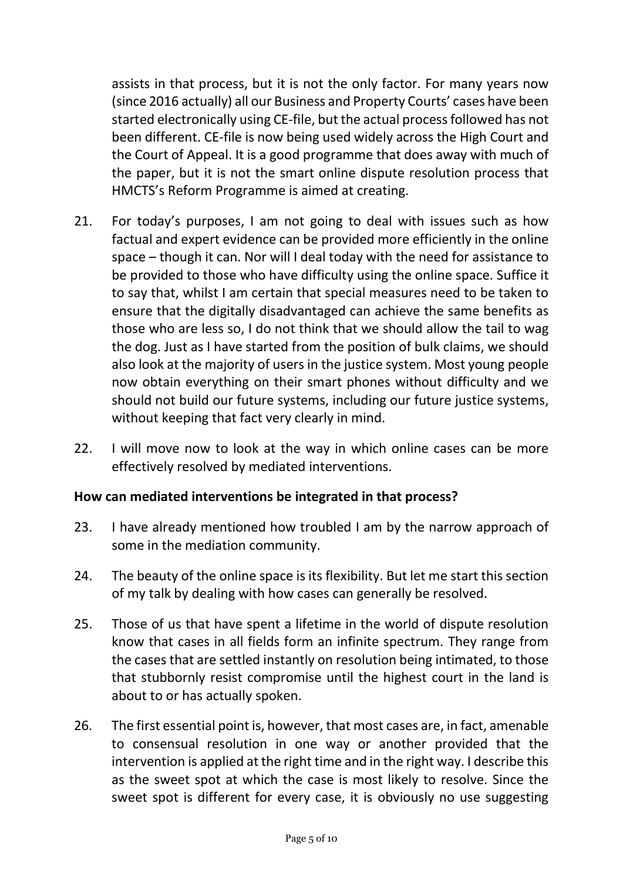assists in that process, but it is not the only factor. For many years now (since 2016 actually) all our Business and Property Courts' cases have been started electronically using CE-file, but the actual process followed has not been different. CE-file is now being used widely across the High Court and the Court of Appeal. It is a good programme that does away with much of the paper, but it is not the smart online dispute resolution process that HMCTS's Reform Programme is aimed at creating.

21. For today's purposes, I am not going to deal with issues such as how factual and expert evidence can be provided more efficiently in the online space – though it can. Nor will I deal today with the need for assistance to be provided to those who have difficulty using the online space. Suffice it to say that, whilst I am certain that special measures need to be taken to ensure that the digitally disadvantaged can achieve the same benefits as those who are less so, I do not think that we should allow the tail to wag the dog. Just as I have started from the position of bulk claims, we should also look at the majority of users in the justice system. Most young people now obtain everything on their smart phones without difficulty and we should not build our future systems, including our future justice systems, without keeping that fact very clearly in mind.

22. I will move now to look at the way in which online cases can be more effectively resolved by mediated interventions.

**How can mediated interventions be integrated in that process?**

23. I have already mentioned how troubled I am by the narrow approach of some in the mediation community.

24. The beauty of the online space is its flexibility. But let me start this section of my talk by dealing with how cases can generally be resolved.

25. Those of us that have spent a lifetime in the world of dispute resolution know that cases in all fields form an infinite spectrum. They range from the cases that are settled instantly on resolution being intimated, to those that stubbornly resist compromise until the highest court in the land is about to or has actually spoken.

26. The first essential point is, however, that most cases are, in fact, amenable to consensual resolution in one way or another provided that the intervention is applied at the right time and in the right way. I describe this as the sweet spot at which the case is most likely to resolve. Since the sweet spot is different for every case, it is obviously no use suggesting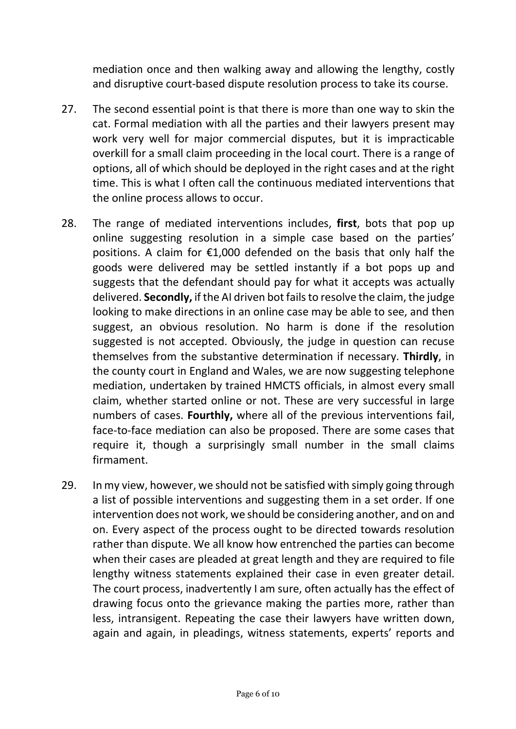mediation once and then walking away and allowing the lengthy, costly and disruptive court-based dispute resolution process to take its course.

27. The second essential point is that there is more than one way to skin the cat. Formal mediation with all the parties and their lawyers present may work very well for major commercial disputes, but it is impracticable overkill for a small claim proceeding in the local court. There is a range of options, all of which should be deployed in the right cases and at the right time. This is what I often call the continuous mediated interventions that the online process allows to occur.

28. The range of mediated interventions includes, **first**, bots that pop up online suggesting resolution in a simple case based on the parties' positions. A claim for €1,000 defended on the basis that only half the goods were delivered may be settled instantly if a bot pops up and suggests that the defendant should pay for what it accepts was actually delivered. **Secondly,** if the AI driven bot fails to resolve the claim, the judge looking to make directions in an online case may be able to see, and then suggest, an obvious resolution. No harm is done if the resolution suggested is not accepted. Obviously, the judge in question can recuse themselves from the substantive determination if necessary. **Thirdly**, in the county court in England and Wales, we are now suggesting telephone mediation, undertaken by trained HMCTS officials, in almost every small claim, whether started online or not. These are very successful in large numbers of cases. **Fourthly,** where all of the previous interventions fail, face-to-face mediation can also be proposed. There are some cases that require it, though a surprisingly small number in the small claims firmament.

29. In my view, however, we should not be satisfied with simply going through a list of possible interventions and suggesting them in a set order. If one intervention does not work, we should be considering another, and on and on. Every aspect of the process ought to be directed towards resolution rather than dispute. We all know how entrenched the parties can become when their cases are pleaded at great length and they are required to file lengthy witness statements explained their case in even greater detail. The court process, inadvertently I am sure, often actually has the effect of drawing focus onto the grievance making the parties more, rather than less, intransigent. Repeating the case their lawyers have written down, again and again, in pleadings, witness statements, experts' reports and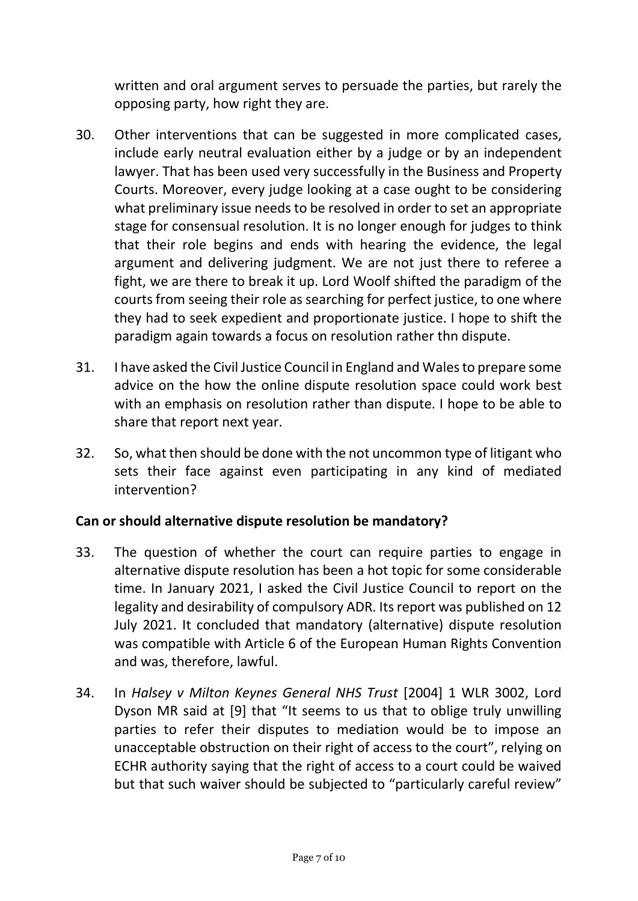written and oral argument serves to persuade the parties, but rarely the opposing party, how right they are.

30. Other interventions that can be suggested in more complicated cases, include early neutral evaluation either by a judge or by an independent lawyer. That has been used very successfully in the Business and Property Courts. Moreover, every judge looking at a case ought to be considering what preliminary issue needs to be resolved in order to set an appropriate stage for consensual resolution. It is no longer enough for judges to think that their role begins and ends with hearing the evidence, the legal argument and delivering judgment. We are not just there to referee a fight, we are there to break it up. Lord Woolf shifted the paradigm of the courts from seeing their role as searching for perfect justice, to one where they had to seek expedient and proportionate justice. I hope to shift the paradigm again towards a focus on resolution rather thn dispute.

31. I have asked the Civil Justice Council in England and Wales to prepare some advice on the how the online dispute resolution space could work best with an emphasis on resolution rather than dispute. I hope to be able to share that report next year.

32. So, what then should be done with the not uncommon type of litigant who sets their face against even participating in any kind of mediated intervention?

**Can or should alternative dispute resolution be mandatory?**

33. The question of whether the court can require parties to engage in alternative dispute resolution has been a hot topic for some considerable time. In January 2021, I asked the Civil Justice Council to report on the legality and desirability of compulsory ADR. Its report was published on 12 July 2021. It concluded that mandatory (alternative) dispute resolution was compatible with Article 6 of the European Human Rights Convention and was, therefore, lawful.

34. In *Halsey v Milton Keynes General NHS Trust* [2004] 1 WLR 3002, Lord Dyson MR said at [9] that "It seems to us that to oblige truly unwilling parties to refer their disputes to mediation would be to impose an unacceptable obstruction on their right of access to the court", relying on ECHR authority saying that the right of access to a court could be waived but that such waiver should be subjected to "particularly careful review"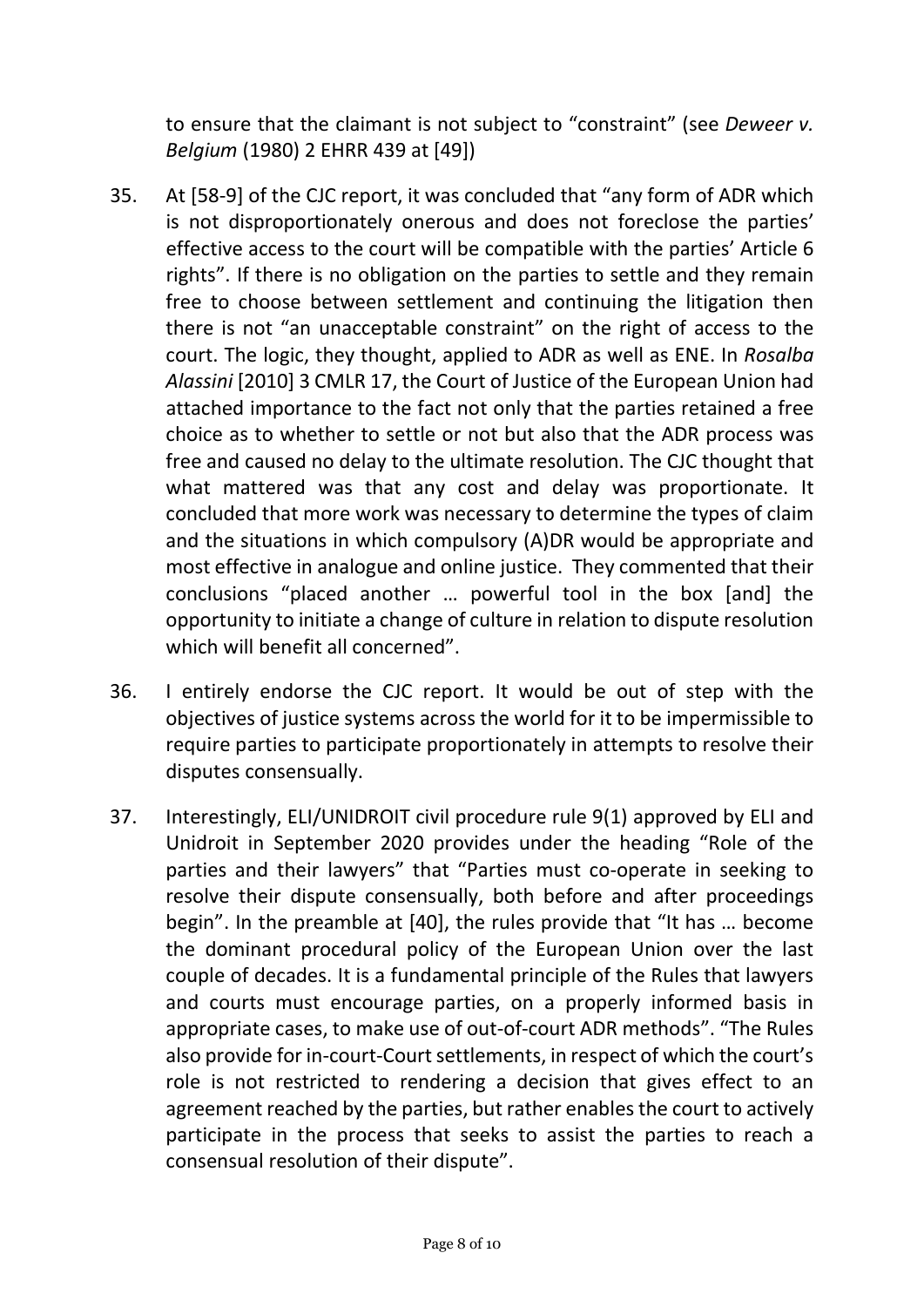to ensure that the claimant is not subject to "constraint" (see *Deweer v. Belgium* (1980) 2 EHRR 439 at [49])

35. At [58-9] of the CJC report, it was concluded that "any form of ADR which is not disproportionately onerous and does not foreclose the parties' effective access to the court will be compatible with the parties' Article 6 rights". If there is no obligation on the parties to settle and they remain free to choose between settlement and continuing the litigation then there is not "an unacceptable constraint" on the right of access to the court. The logic, they thought, applied to ADR as well as ENE. In *Rosalba Alassini* [2010] 3 CMLR 17, the Court of Justice of the European Union had attached importance to the fact not only that the parties retained a free choice as to whether to settle or not but also that the ADR process was free and caused no delay to the ultimate resolution. The CJC thought that what mattered was that any cost and delay was proportionate. It concluded that more work was necessary to determine the types of claim and the situations in which compulsory (A)DR would be appropriate and most effective in analogue and online justice. They commented that their conclusions "placed another … powerful tool in the box [and] the opportunity to initiate a change of culture in relation to dispute resolution which will benefit all concerned".

36. I entirely endorse the CJC report. It would be out of step with the objectives of justice systems across the world for it to be impermissible to require parties to participate proportionately in attempts to resolve their disputes consensually.

37. Interestingly, ELI/UNIDROIT civil procedure rule 9(1) approved by ELI and Unidroit in September 2020 provides under the heading "Role of the parties and their lawyers" that "Parties must co-operate in seeking to resolve their dispute consensually, both before and after proceedings begin". In the preamble at [40], the rules provide that "It has … become the dominant procedural policy of the European Union over the last couple of decades. It is a fundamental principle of the Rules that lawyers and courts must encourage parties, on a properly informed basis in appropriate cases, to make use of out-of-court ADR methods". "The Rules also provide for in-court-Court settlements, in respect of which the court's role is not restricted to rendering a decision that gives effect to an agreement reached by the parties, but rather enables the court to actively participate in the process that seeks to assist the parties to reach a consensual resolution of their dispute".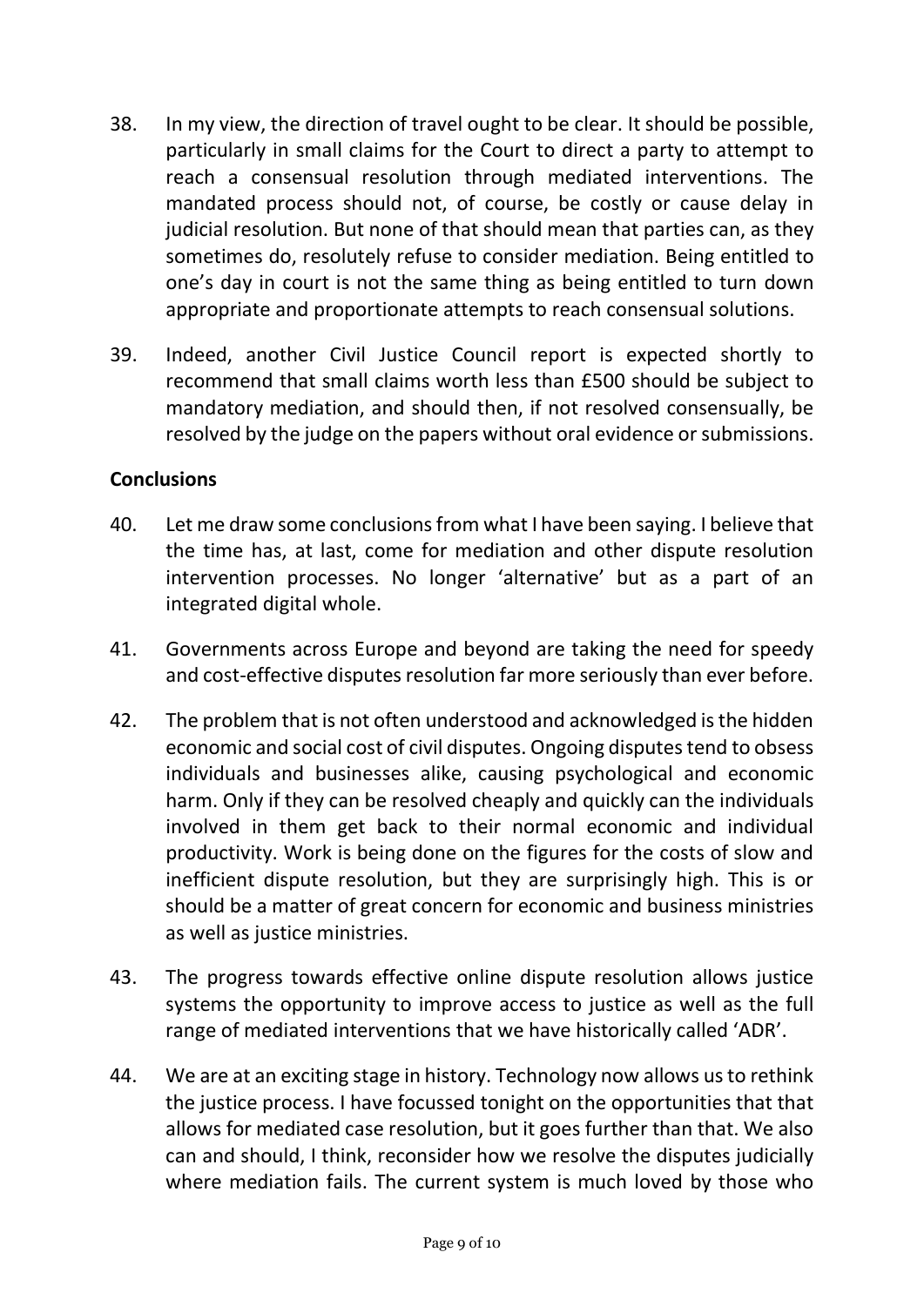38. In my view, the direction of travel ought to be clear. It should be possible, particularly in small claims for the Court to direct a party to attempt to reach a consensual resolution through mediated interventions. The mandated process should not, of course, be costly or cause delay in judicial resolution. But none of that should mean that parties can, as they sometimes do, resolutely refuse to consider mediation. Being entitled to one's day in court is not the same thing as being entitled to turn down appropriate and proportionate attempts to reach consensual solutions.

39. Indeed, another Civil Justice Council report is expected shortly to recommend that small claims worth less than £500 should be subject to mandatory mediation, and should then, if not resolved consensually, be resolved by the judge on the papers without oral evidence or submissions.

**Conclusions**

40. Let me draw some conclusions from what I have been saying. I believe that the time has, at last, come for mediation and other dispute resolution intervention processes. No longer 'alternative' but as a part of an integrated digital whole.

41. Governments across Europe and beyond are taking the need for speedy and cost-effective disputes resolution far more seriously than ever before.

42. The problem that is not often understood and acknowledged is the hidden economic and social cost of civil disputes. Ongoing disputes tend to obsess individuals and businesses alike, causing psychological and economic harm. Only if they can be resolved cheaply and quickly can the individuals involved in them get back to their normal economic and individual productivity. Work is being done on the figures for the costs of slow and inefficient dispute resolution, but they are surprisingly high. This is or should be a matter of great concern for economic and business ministries as well as justice ministries.

43. The progress towards effective online dispute resolution allows justice systems the opportunity to improve access to justice as well as the full range of mediated interventions that we have historically called 'ADR'.

44. We are at an exciting stage in history. Technology now allows us to rethink the justice process. I have focussed tonight on the opportunities that that allows for mediated case resolution, but it goes further than that. We also can and should, I think, reconsider how we resolve the disputes judicially where mediation fails. The current system is much loved by those who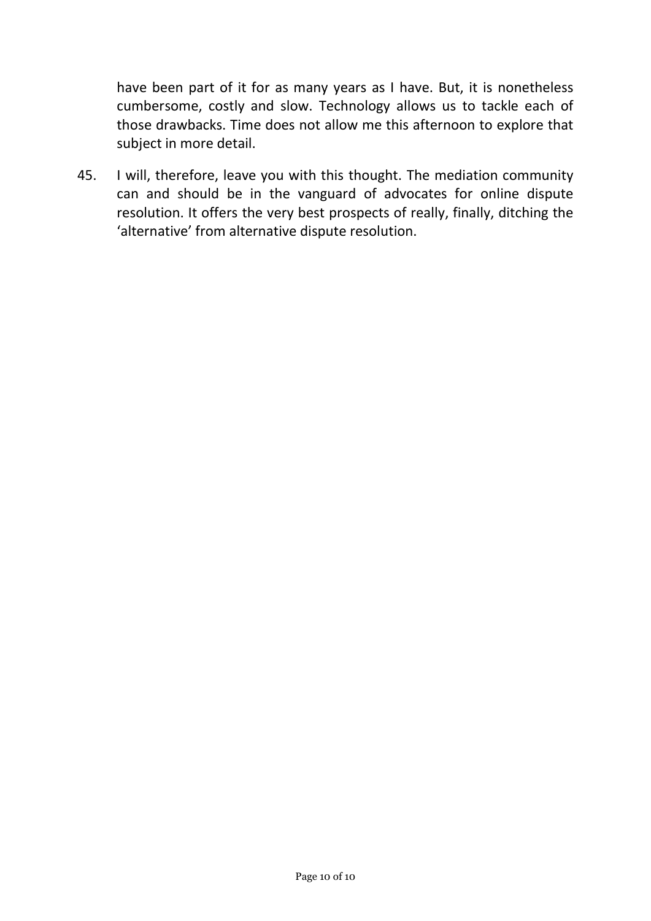have been part of it for as many years as I have. But, it is nonetheless cumbersome, costly and slow. Technology allows us to tackle each of those drawbacks. Time does not allow me this afternoon to explore that subject in more detail.

45. I will, therefore, leave you with this thought. The mediation community can and should be in the vanguard of advocates for online dispute resolution. It offers the very best prospects of really, finally, ditching the 'alternative' from alternative dispute resolution.